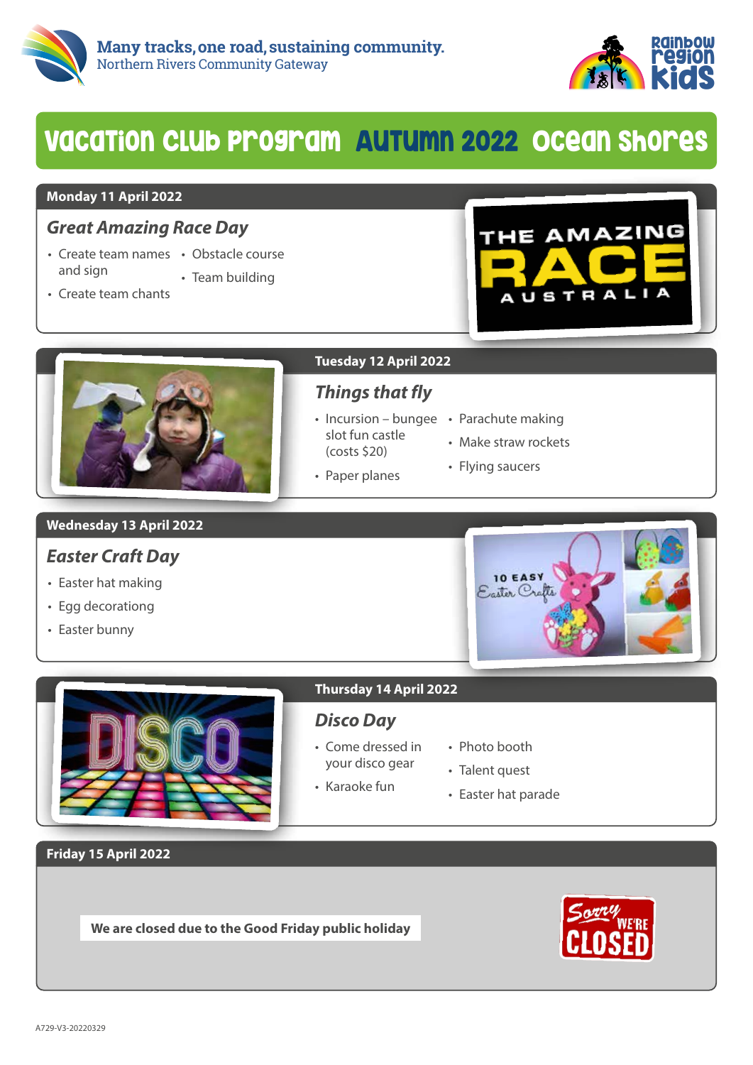Many tracks, one road, sustaining community.
Northern Rivers Community Gateway

Rainbow Region Kids

# Vacation Club Program Autumn 2022 Ocean Shores

## Monday 11 April 2022

### *Great Amazing Race Day*

- Create team names and sign
- Create team chants
- Obstacle course
- Team building

## Tuesday 12 April 2022

### *Things that fly*

- Incursion – bungee slot fun castle (costs $20)
- Paper planes
- Parachute making
- Make straw rockets
- Flying saucers

## Wednesday 13 April 2022

### *Easter Craft Day*

- Easter hat making
- Egg decoratong
- Easter bunny

## Thursday 14 April 2022

### *Disco Day*

- Come dressed in your disco gear
- Karaoke fun
- Photo booth
- Talent quest
- Easter hat parade

## Friday 15 April 2022

**We are closed due to the Good Friday public holiday**

A729-V3-20220329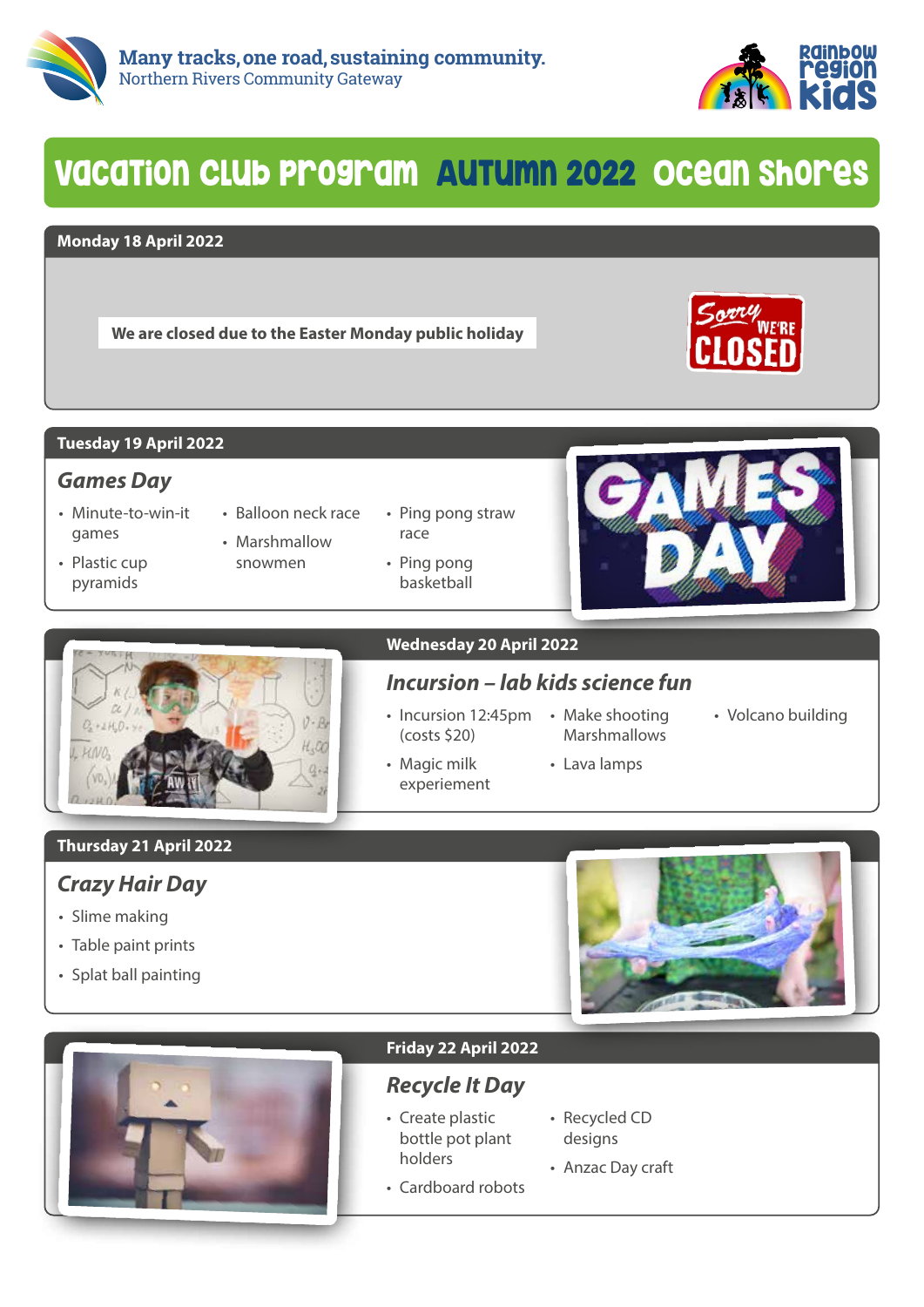Many tracks, one road, sustaining community.
Northern Rivers Community Gateway

Rainbow Region Kids

# Vacation Club Program Autumn 2022 Ocean Shores

## Monday 18 April 2022

We are closed due to the Easter Monday public holiday

## Tuesday 19 April 2022

### *Games Day*

- Minute-to-win-it games
- Plastic cup pyramids
- Balloon neck race
- Marshmallow snowmen
- Ping pong straw race
- Ping pong basketball

## Wednesday 20 April 2022

### *Incursion – lab kids science fun*

- Incursion 12:45pm (costs $20)
- Magic milk experiement
- Make shooting Marshmallows
- Lava lamps
- Volcano building

## Thursday 21 April 2022

### *Crazy Hair Day*

- Slime making
- Table paint prints
- Splat ball painting

## Friday 22 April 2022

### *Recycle It Day*

- Create plastic bottle pot plant holders
- Cardboard robots
- Recycled CD designs
- Anzac Day craft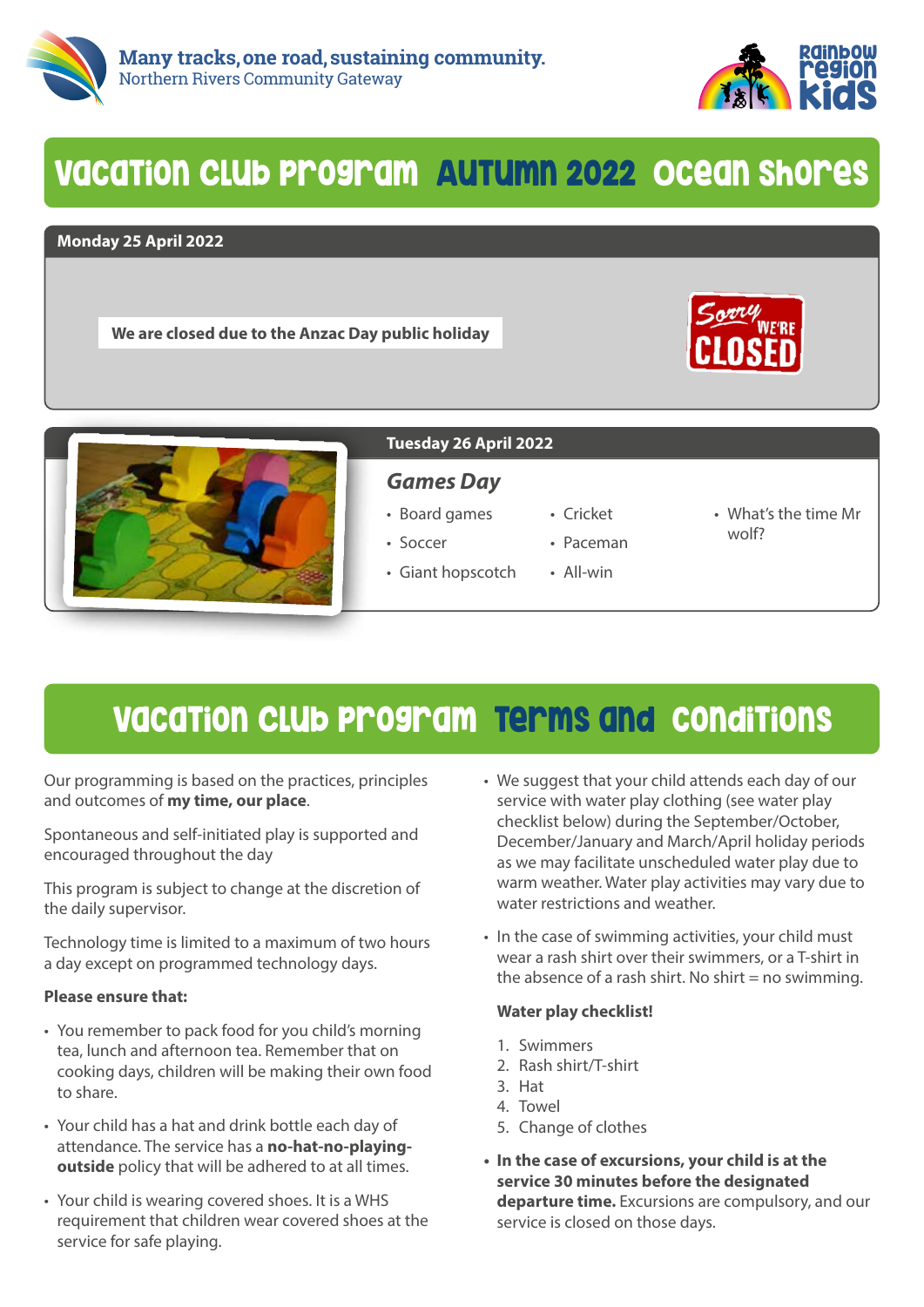Many tracks, one road, sustaining community.
Northern Rivers Community Gateway

Rainbow Region Kids

# Vacation Club Program Autumn 2022 Ocean Shores

## Monday 25 April 2022

We are closed due to the Anzac Day public holiday

## Tuesday 26 April 2022

### *Games Day*

- Board games
- Soccer
- Giant hopscotch
- Cricket
- Paceman
- All-win
- What's the time Mr wolf?

# Vacation Club Program Terms and Conditions

Our programming is based on the practices, principles and outcomes of **my time, our place**.

Spontaneous and self-initiated play is supported and encouraged throughout the day

This program is subject to change at the discretion of the daily supervisor.

Technology time is limited to a maximum of two hours a day except on programmed technology days.

**Please ensure that:**

- You remember to pack food for you child's morning tea, lunch and afternoon tea. Remember that on cooking days, children will be making their own food to share.
- Your child has a hat and drink bottle each day of attendance. The service has a **no-hat-no-playing-outside** policy that will be adhered to at all times.
- Your child is wearing covered shoes. It is a WHS requirement that children wear covered shoes at the service for safe playing.
- We suggest that your child attends each day of our service with water play clothing (see water play checklist below) during the September/October, December/January and March/April holiday periods as we may facilitate unscheduled water play due to warm weather. Water play activities may vary due to water restrictions and weather.
- In the case of swimming activities, your child must wear a rash shirt over their swimmers, or a T-shirt in the absence of a rash shirt. No shirt = no swimming.

**Water play checklist!**

1. Swimmers
2. Rash shirt/T-shirt
3. Hat
4. Towel
5. Change of clothes

- **In the case of excursions, your child is at the service 30 minutes before the designated departure time.** Excursions are compulsory, and our service is closed on those days.